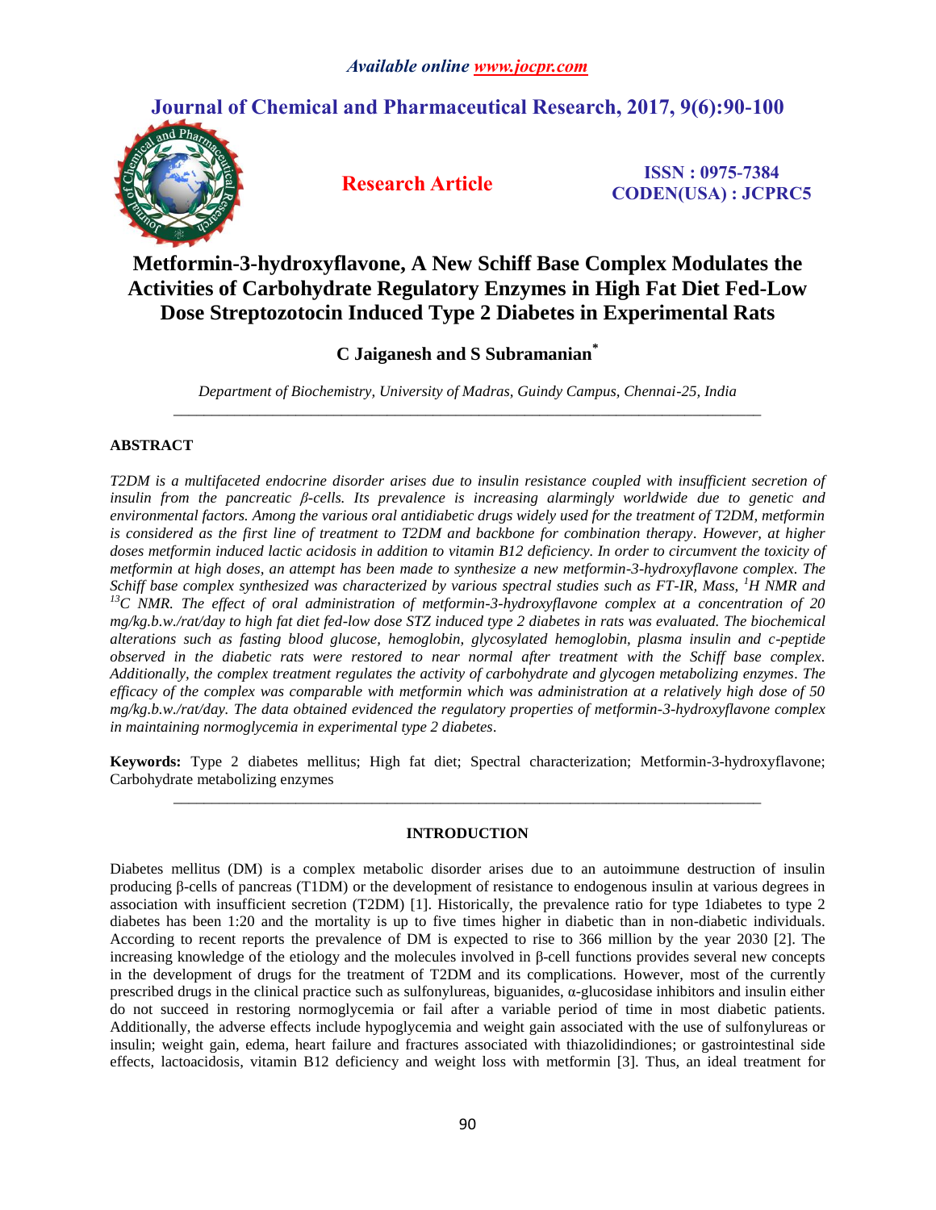# Metformin-3-hydroxyflavone, A New Schiff Base Complex Modulates the Activities of Carbohydrate Regulatory Enzymes in High Fat Diet Fed-Low Dose Streptozotocin Induced Type 2 Diabetes in Experimental Rats

**C Jaiganesh and S Subramanian***

*Department of Biochemistry, University of Madras, Guindy Campus, Chennai-25, India*

---

## ABSTRACT

*T2DM is a multifaceted endocrine disorder arises due to insulin resistance coupled with insufficient secretion of insulin from the pancreatic β-cells. Its prevalence is increasing alarmingly worldwide due to genetic and environmental factors. Among the various oral antidiabetic drugs widely used for the treatment of T2DM, metformin is considered as the first line of treatment to T2DM and backbone for combination therapy. However, at higher doses metformin induced lactic acidosis in addition to vitamin B12 deficiency. In order to circumvent the toxicity of metformin at high doses, an attempt has been made to synthesize a new metformin-3-hydroxyflavone complex. The Schiff base complex synthesized was characterized by various spectral studies such as FT-IR, Mass, $^{1}H$ NMR and $^{13}C$ NMR. The effect of oral administration of metformin-3-hydroxyflavone complex at a concentration of 20 mg/kg.b.w./rat/day to high fat diet fed-low dose STZ induced type 2 diabetes in rats was evaluated. The biochemical alterations such as fasting blood glucose, hemoglobin, glycosylated hemoglobin, plasma insulin and c-peptide observed in the diabetic rats were restored to near normal after treatment with the Schiff base complex. Additionally, the complex treatment regulates the activity of carbohydrate and glycogen metabolizing enzymes. The efficacy of the complex was comparable with metformin which was administration at a relatively high dose of 50 mg/kg.b.w./rat/day. The data obtained evidenced the regulatory properties of metformin-3-hydroxyflavone complex in maintaining normoglycemia in experimental type 2 diabetes.*

**Keywords:** Type 2 diabetes mellitus; High fat diet; Spectral characterization; Metformin-3-hydroxyflavone; Carbohydrate metabolizing enzymes

---

## INTRODUCTION

Diabetes mellitus (DM) is a complex metabolic disorder arises due to an autoimmune destruction of insulin producing β-cells of pancreas (T1DM) or the development of resistance to endogenous insulin at various degrees in association with insufficient secretion (T2DM) [1]. Historically, the prevalence ratio for type 1diabetes to type 2 diabetes has been 1:20 and the mortality is up to five times higher in diabetic than in non-diabetic individuals. According to recent reports the prevalence of DM is expected to rise to 366 million by the year 2030 [2]. The increasing knowledge of the etiology and the molecules involved in β-cell functions provides several new concepts in the development of drugs for the treatment of T2DM and its complications. However, most of the currently prescribed drugs in the clinical practice such as sulfonylureas, biguanides, α-glucosidase inhibitors and insulin either do not succeed in restoring normoglycemia or fail after a variable period of time in most diabetic patients. Additionally, the adverse effects include hypoglycemia and weight gain associated with the use of sulfonylureas or insulin; weight gain, edema, heart failure and fractures associated with thiazolidindiones; or gastrointestinal side effects, lactoacidosis, vitamin B12 deficiency and weight loss with metformin [3]. Thus, an ideal treatment for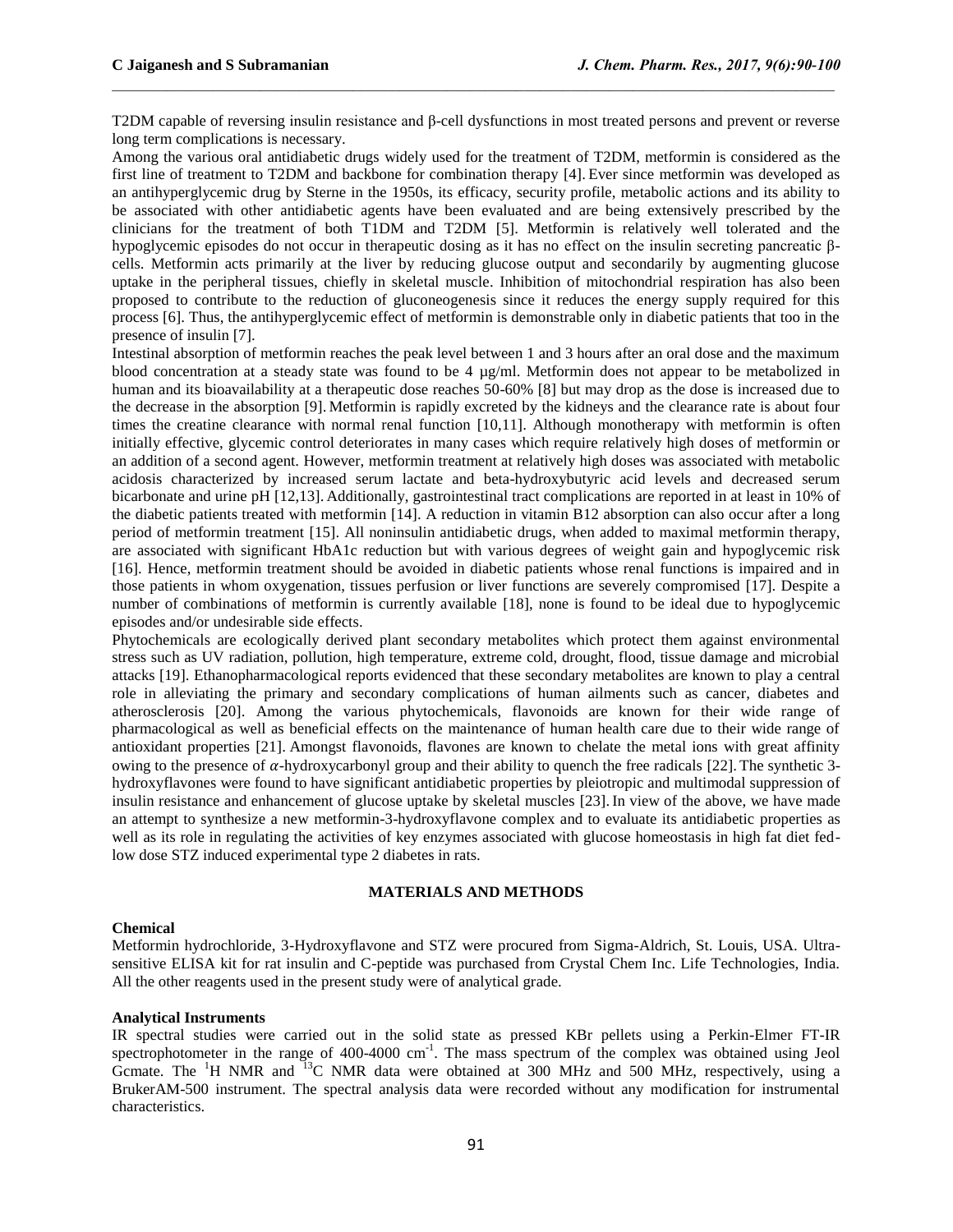T2DM capable of reversing insulin resistance and β-cell dysfunctions in most treated persons and prevent or reverse long term complications is necessary.

Among the various oral antidiabetic drugs widely used for the treatment of T2DM, metformin is considered as the first line of treatment to T2DM and backbone for combination therapy [4]. Ever since metformin was developed as an antihyperglycemic drug by Sterne in the 1950s, its efficacy, security profile, metabolic actions and its ability to be associated with other antidiabetic agents have been evaluated and are being extensively prescribed by the clinicians for the treatment of both T1DM and T2DM [5]. Metformin is relatively well tolerated and the hypoglycemic episodes do not occur in therapeutic dosing as it has no effect on the insulin secreting pancreatic β-cells. Metformin acts primarily at the liver by reducing glucose output and secondarily by augmenting glucose uptake in the peripheral tissues, chiefly in skeletal muscle. Inhibition of mitochondrial respiration has also been proposed to contribute to the reduction of gluconeogenesis since it reduces the energy supply required for this process [6]. Thus, the antihyperglycemic effect of metformin is demonstrable only in diabetic patients that too in the presence of insulin [7].

Intestinal absorption of metformin reaches the peak level between 1 and 3 hours after an oral dose and the maximum blood concentration at a steady state was found to be 4 µg/ml. Metformin does not appear to be metabolized in human and its bioavailability at a therapeutic dose reaches 50-60% [8] but may drop as the dose is increased due to the decrease in the absorption [9]. Metformin is rapidly excreted by the kidneys and the clearance rate is about four times the creatine clearance with normal renal function [10,11]. Although monotherapy with metformin is often initially effective, glycemic control deteriorates in many cases which require relatively high doses of metformin or an addition of a second agent. However, metformin treatment at relatively high doses was associated with metabolic acidosis characterized by increased serum lactate and beta-hydroxybutyric acid levels and decreased serum bicarbonate and urine pH [12,13]. Additionally, gastrointestinal tract complications are reported in at least in 10% of the diabetic patients treated with metformin [14]. A reduction in vitamin B12 absorption can also occur after a long period of metformin treatment [15]. All noninsulin antidiabetic drugs, when added to maximal metformin therapy, are associated with significant HbA1c reduction but with various degrees of weight gain and hypoglycemic risk [16]. Hence, metformin treatment should be avoided in diabetic patients whose renal functions is impaired and in those patients in whom oxygenation, tissues perfusion or liver functions are severely compromised [17]. Despite a number of combinations of metformin is currently available [18], none is found to be ideal due to hypoglycemic episodes and/or undesirable side effects.

Phytochemicals are ecologically derived plant secondary metabolites which protect them against environmental stress such as UV radiation, pollution, high temperature, extreme cold, drought, flood, tissue damage and microbial attacks [19]. Ethanopharmacological reports evidenced that these secondary metabolites are known to play a central role in alleviating the primary and secondary complications of human ailments such as cancer, diabetes and atherosclerosis [20]. Among the various phytochemicals, flavonoids are known for their wide range of pharmacological as well as beneficial effects on the maintenance of human health care due to their wide range of antioxidant properties [21]. Amongst flavonoids, flavones are known to chelate the metal ions with great affinity owing to the presence of $\alpha$-hydroxycarbonyl group and their ability to quench the free radicals [22]. The synthetic 3-hydroxyflavones were found to have significant antidiabetic properties by pleiotropic and multimodal suppression of insulin resistance and enhancement of glucose uptake by skeletal muscles [23]. In view of the above, we have made an attempt to synthesize a new metformin-3-hydroxyflavone complex and to evaluate its antidiabetic properties as well as its role in regulating the activities of key enzymes associated with glucose homeostasis in high fat diet fed-low dose STZ induced experimental type 2 diabetes in rats.

## MATERIALS AND METHODS

### Chemical

Metformin hydrochloride, 3-Hydroxyflavone and STZ were procured from Sigma-Aldrich, St. Louis, USA. Ultra-sensitive ELISA kit for rat insulin and C-peptide was purchased from Crystal Chem Inc. Life Technologies, India. All the other reagents used in the present study were of analytical grade.

### Analytical Instruments

IR spectral studies were carried out in the solid state as pressed KBr pellets using a Perkin-Elmer FT-IR spectrophotometer in the range of 400-4000 $cm^{-1}$. The mass spectrum of the complex was obtained using Jeol Gcmate. The $^{1}H$ NMR and $^{13}C$ NMR data were obtained at 300 MHz and 500 MHz, respectively, using a BrukerAM-500 instrument. The spectral analysis data were recorded without any modification for instrumental characteristics.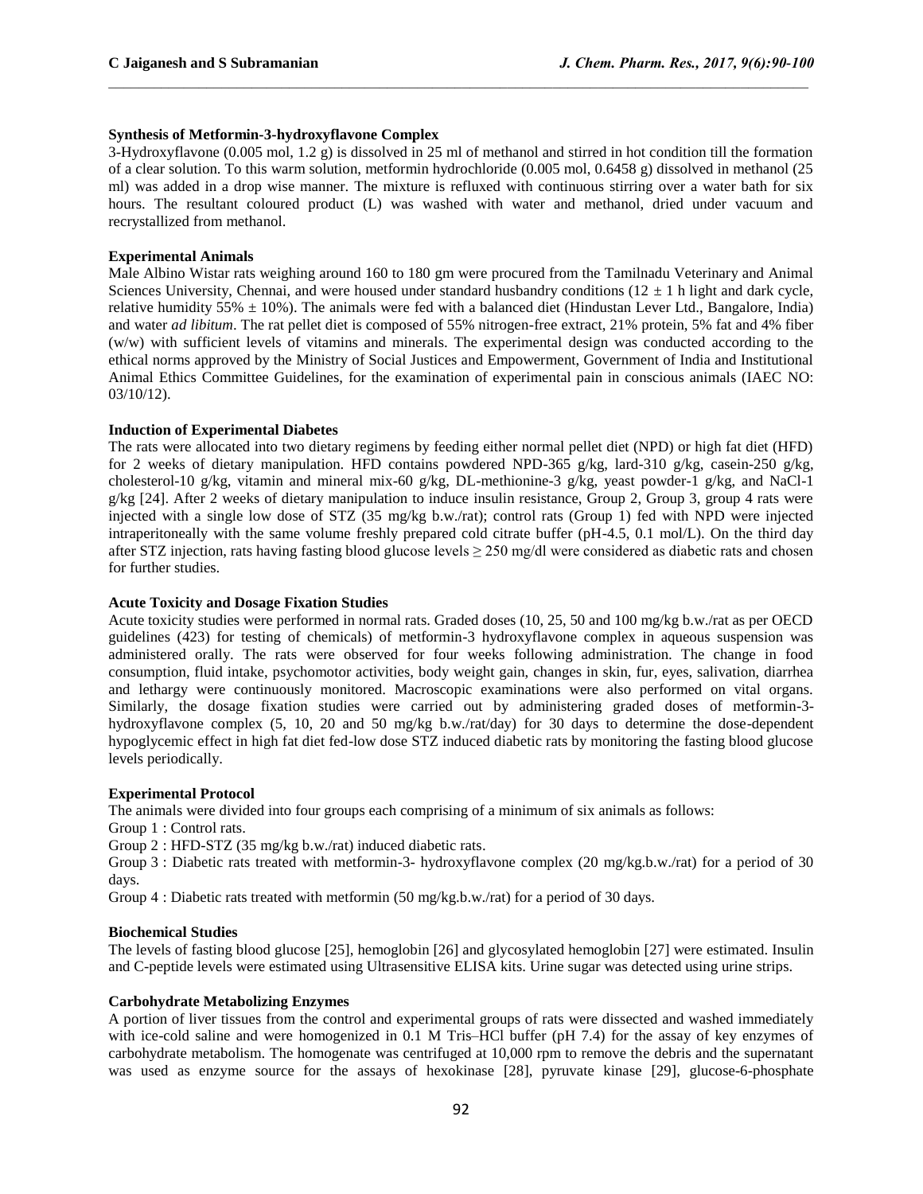**Synthesis of Metformin-3-hydroxyflavone Complex**

3-Hydroxyflavone (0.005 mol, 1.2 g) is dissolved in 25 ml of methanol and stirred in hot condition till the formation of a clear solution. To this warm solution, metformin hydrochloride (0.005 mol, 0.6458 g) dissolved in methanol (25 ml) was added in a drop wise manner. The mixture is refluxed with continuous stirring over a water bath for six hours. The resultant coloured product (L) was washed with water and methanol, dried under vacuum and recrystallized from methanol.

**Experimental Animals**

Male Albino Wistar rats weighing around 160 to 180 gm were procured from the Tamilnadu Veterinary and Animal Sciences University, Chennai, and were housed under standard husbandry conditions (12 ± 1 h light and dark cycle, relative humidity 55% ± 10%). The animals were fed with a balanced diet (Hindustan Lever Ltd., Bangalore, India) and water *ad libitum*. The rat pellet diet is composed of 55% nitrogen-free extract, 21% protein, 5% fat and 4% fiber (w/w) with sufficient levels of vitamins and minerals. The experimental design was conducted according to the ethical norms approved by the Ministry of Social Justices and Empowerment, Government of India and Institutional Animal Ethics Committee Guidelines, for the examination of experimental pain in conscious animals (IAEC NO: 03/10/12).

**Induction of Experimental Diabetes**

The rats were allocated into two dietary regimens by feeding either normal pellet diet (NPD) or high fat diet (HFD) for 2 weeks of dietary manipulation. HFD contains powdered NPD-365 g/kg, lard-310 g/kg, casein-250 g/kg, cholesterol-10 g/kg, vitamin and mineral mix-60 g/kg, DL-methionine-3 g/kg, yeast powder-1 g/kg, and NaCl-1 g/kg [24]. After 2 weeks of dietary manipulation to induce insulin resistance, Group 2, Group 3, group 4 rats were injected with a single low dose of STZ (35 mg/kg b.w./rat); control rats (Group 1) fed with NPD were injected intraperitoneally with the same volume freshly prepared cold citrate buffer (pH-4.5, 0.1 mol/L). On the third day after STZ injection, rats having fasting blood glucose levels ≥ 250 mg/dl were considered as diabetic rats and chosen for further studies.

**Acute Toxicity and Dosage Fixation Studies**

Acute toxicity studies were performed in normal rats. Graded doses (10, 25, 50 and 100 mg/kg b.w./rat as per OECD guidelines (423) for testing of chemicals) of metformin-3 hydroxyflavone complex in aqueous suspension was administered orally. The rats were observed for four weeks following administration. The change in food consumption, fluid intake, psychomotor activities, body weight gain, changes in skin, fur, eyes, salivation, diarrhea and lethargy were continuously monitored. Macroscopic examinations were also performed on vital organs. Similarly, the dosage fixation studies were carried out by administering graded doses of metformin-3-hydroxyflavone complex (5, 10, 20 and 50 mg/kg b.w./rat/day) for 30 days to determine the dose-dependent hypoglycemic effect in high fat diet fed-low dose STZ induced diabetic rats by monitoring the fasting blood glucose levels periodically.

**Experimental Protocol**

The animals were divided into four groups each comprising of a minimum of six animals as follows:

Group 1 : Control rats.

Group 2 : HFD-STZ (35 mg/kg b.w./rat) induced diabetic rats.

Group 3 : Diabetic rats treated with metformin-3- hydroxyflavone complex (20 mg/kg.b.w./rat) for a period of 30 days.

Group 4 : Diabetic rats treated with metformin (50 mg/kg.b.w./rat) for a period of 30 days.

**Biochemical Studies**

The levels of fasting blood glucose [25], hemoglobin [26] and glycosylated hemoglobin [27] were estimated. Insulin and C-peptide levels were estimated using Ultrasensitive ELISA kits. Urine sugar was detected using urine strips.

**Carbohydrate Metabolizing Enzymes**

A portion of liver tissues from the control and experimental groups of rats were dissected and washed immediately with ice-cold saline and were homogenized in 0.1 M Tris–HCl buffer (pH 7.4) for the assay of key enzymes of carbohydrate metabolism. The homogenate was centrifuged at 10,000 rpm to remove the debris and the supernatant was used as enzyme source for the assays of hexokinase [28], pyruvate kinase [29], glucose-6-phosphate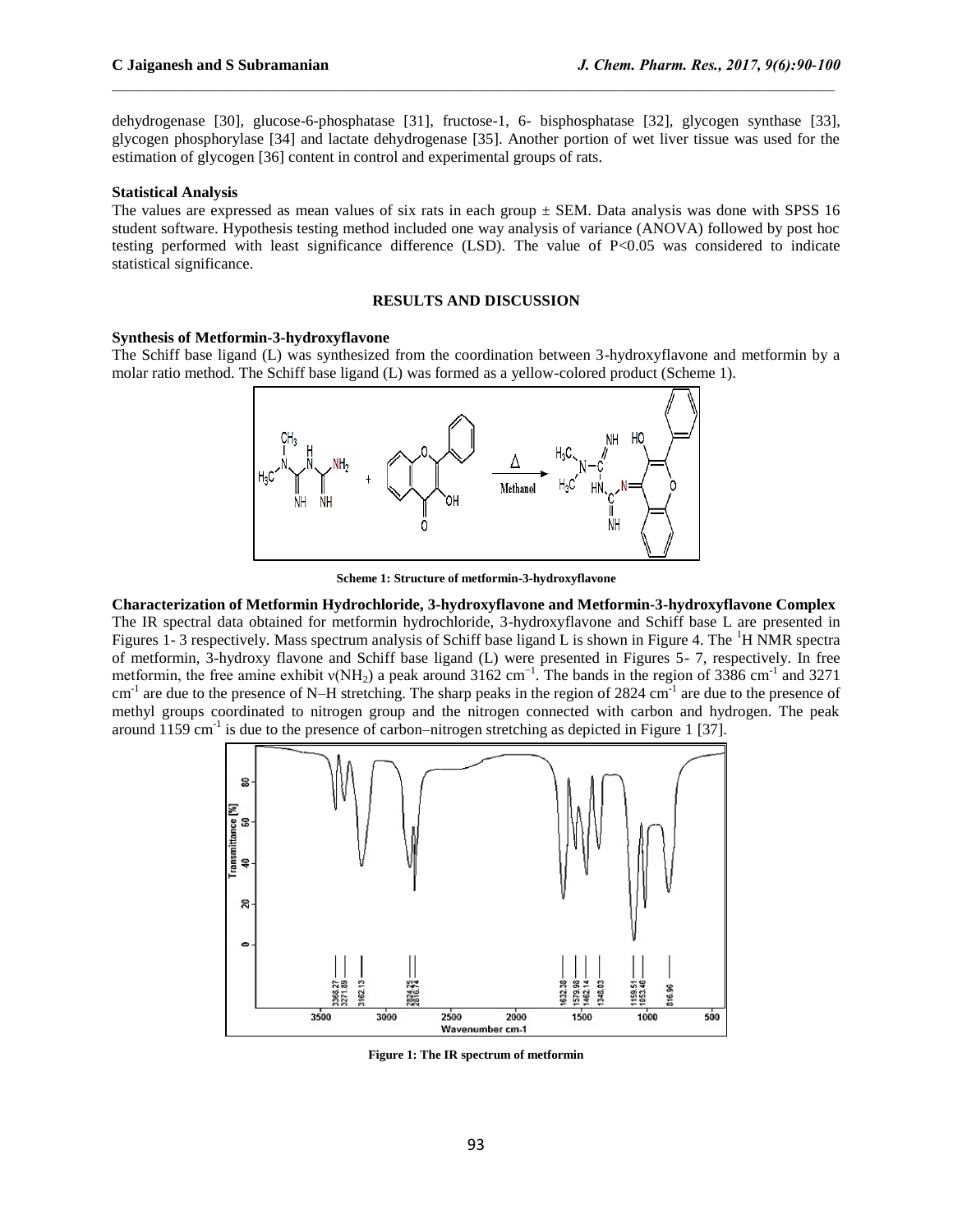dehydrogenase [30], glucose-6-phosphatase [31], fructose-1, 6- bisphosphatase [32], glycogen synthase [33], glycogen phosphorylase [34] and lactate dehydrogenase [35]. Another portion of wet liver tissue was used for the estimation of glycogen [36] content in control and experimental groups of rats.

**Statistical Analysis**

The values are expressed as mean values of six rats in each group ± SEM. Data analysis was done with SPSS 16 student software. Hypothesis testing method included one way analysis of variance (ANOVA) followed by post hoc testing performed with least significance difference (LSD). The value of $P<0.05$ was considered to indicate statistical significance.

## RESULTS AND DISCUSSION

**Synthesis of Metformin-3-hydroxyflavone**

The Schiff base ligand (L) was synthesized from the coordination between 3-hydroxyflavone and metformin by a molar ratio method. The Schiff base ligand (L) was formed as a yellow-colored product (Scheme 1).

**Scheme 1: Structure of metformin-3-hydroxyflavone**

**Characterization of Metformin Hydrochloride, 3-hydroxyflavone and Metformin-3-hydroxyflavone Complex**

The IR spectral data obtained for metformin hydrochloride, 3-hydroxyflavone and Schiff base L are presented in Figures 1- 3 respectively. Mass spectrum analysis of Schiff base ligand L is shown in Figure 4. The $^1$H NMR spectra of metformin, 3-hydroxy flavone and Schiff base ligand (L) were presented in Figures 5- 7, respectively. In free metformin, the free amine exhibit $\nu(NH_2)$ a peak around 3162 cm$^{-1}$. The bands in the region of 3386 cm$^{-1}$ and 3271 cm$^{-1}$ are due to the presence of N–H stretching. The sharp peaks in the region of 2824 cm$^{-1}$ are due to the presence of methyl groups coordinated to nitrogen group and the nitrogen connected with carbon and hydrogen. The peak around 1159 cm$^{-1}$ is due to the presence of carbon–nitrogen stretching as depicted in Figure 1 [37].

**Figure 1: The IR spectrum of metformin**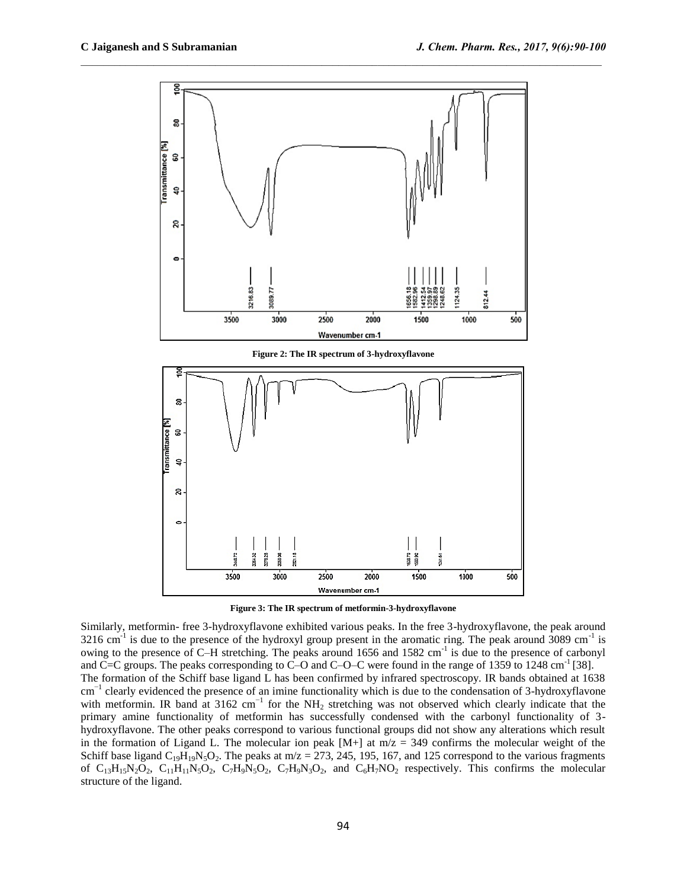Figure 2: The IR spectrum of 3-hydroxyflavone

Figure 3: The IR spectrum of metformin-3-hydroxyflavone

Similarly, metformin- free 3-hydroxyflavone exhibited various peaks. In the free 3-hydroxyflavone, the peak around 3216 $cm^{-1}$ is due to the presence of the hydroxyl group present in the aromatic ring. The peak around 3089 $cm^{-1}$ is owing to the presence of C–H stretching. The peaks around 1656 and 1582 $cm^{-1}$ is due to the presence of carbonyl and C=C groups. The peaks corresponding to C–O and C–O–C were found in the range of 1359 to 1248 $cm^{-1}$ [38].

The formation of the Schiff base ligand L has been confirmed by infrared spectroscopy. IR bands obtained at 1638 $cm^{-1}$ clearly evidenced the presence of an imine functionality which is due to the condensation of 3-hydroxyflavone with metformin. IR band at 3162 $cm^{-1}$ for the $NH_2$ stretching was not observed which clearly indicate that the primary amine functionality of metformin has successfully condensed with the carbonyl functionality of 3-hydroxyflavone. The other peaks correspond to various functional groups did not show any alterations which result in the formation of Ligand L. The molecular ion peak [M+] at m/z = 349 confirms the molecular weight of the Schiff base ligand $C_{19}H_{19}N_5O_2$. The peaks at m/z = 273, 245, 195, 167, and 125 correspond to the various fragments of $C_{13}H_{15}N_2O_2$, $C_{11}H_{11}N_5O_2$, $C_7H_9N_5O_2$, $C_7H_9N_3O_2$, and $C_6H_7NO_2$ respectively. This confirms the molecular structure of the ligand.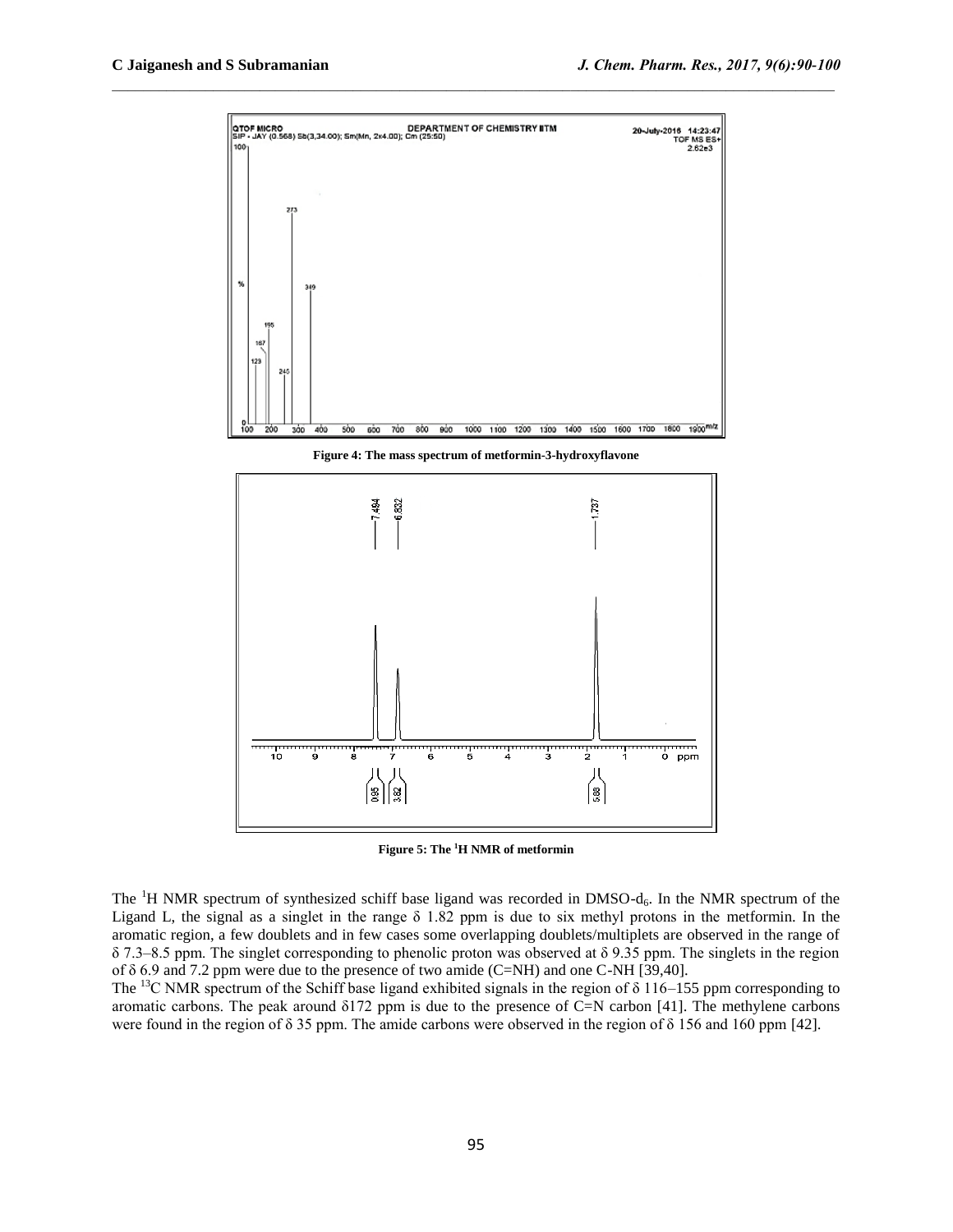Figure 4: The mass spectrum of metformin-3-hydroxyflavone

Figure 5: The $^1$H NMR of metformin

The $^1$H NMR spectrum of synthesized schiff base ligand was recorded in DMSO-$d_6$. In the NMR spectrum of the Ligand L, the signal as a singlet in the range δ 1.82 ppm is due to six methyl protons in the metformin. In the aromatic region, a few doublets and in few cases some overlapping doublets/multiplets are observed in the range of δ 7.3–8.5 ppm. The singlet corresponding to phenolic proton was observed at δ 9.35 ppm. The singlets in the region of δ 6.9 and 7.2 ppm were due to the presence of two amide (C=NH) and one C-NH [39,40].

The $^{13}$C NMR spectrum of the Schiff base ligand exhibited signals in the region of δ 116–155 ppm corresponding to aromatic carbons. The peak around δ172 ppm is due to the presence of C=N carbon [41]. The methylene carbons were found in the region of δ 35 ppm. The amide carbons were observed in the region of δ 156 and 160 ppm [42].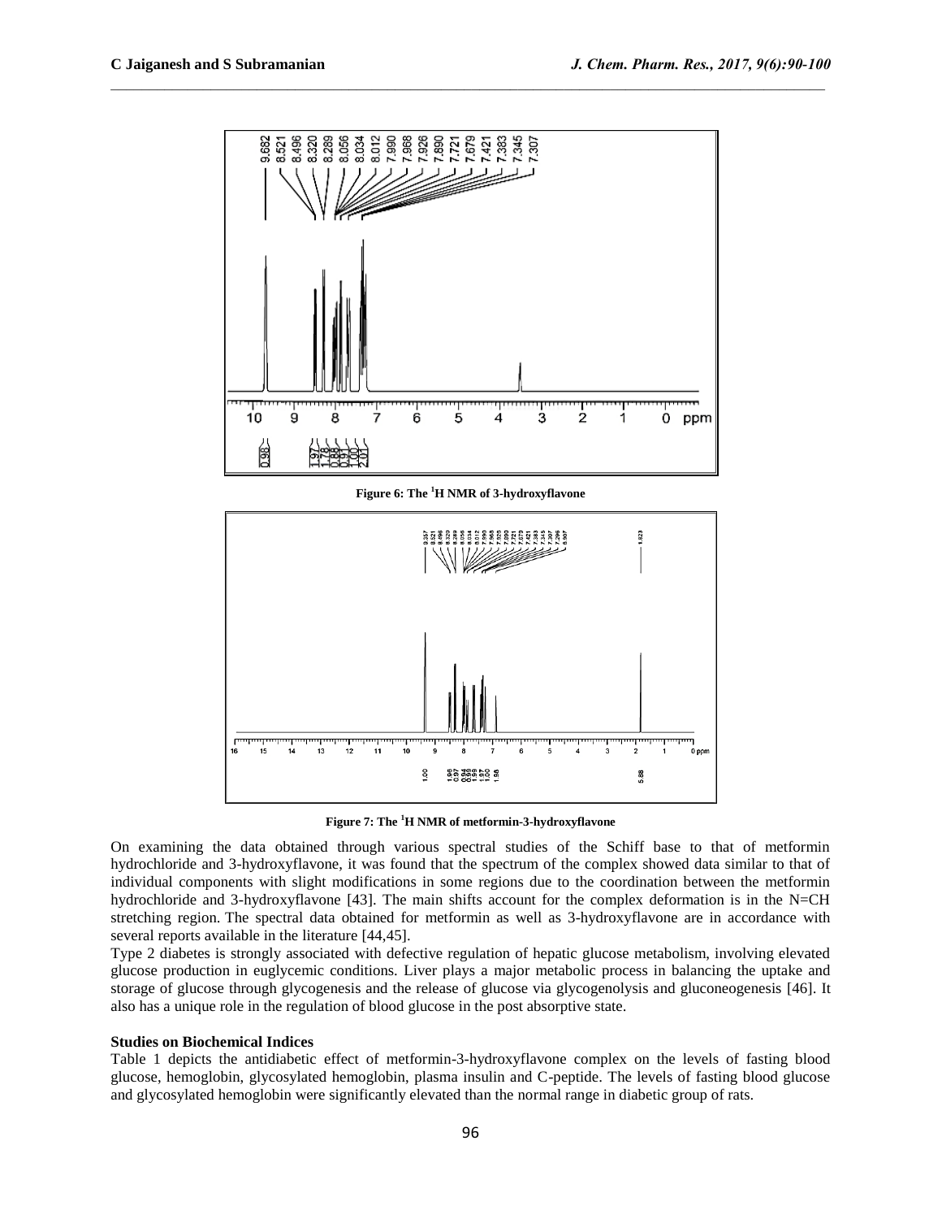**Figure 6: The $^{1}$H NMR of 3-hydroxyflavone**

**Figure 7: The $^{1}$H NMR of metformin-3-hydroxyflavone**

On examining the data obtained through various spectral studies of the Schiff base to that of metformin hydrochloride and 3-hydroxyflavone, it was found that the spectrum of the complex showed data similar to that of individual components with slight modifications in some regions due to the coordination between the metformin hydrochloride and 3-hydroxyflavone [43]. The main shifts account for the complex deformation is in the N=CH stretching region. The spectral data obtained for metformin as well as 3-hydroxyflavone are in accordance with several reports available in the literature [44,45].

Type 2 diabetes is strongly associated with defective regulation of hepatic glucose metabolism, involving elevated glucose production in euglycemic conditions. Liver plays a major metabolic process in balancing the uptake and storage of glucose through glycogenesis and the release of glucose via glycogenolysis and gluconeogenesis [46]. It also has a unique role in the regulation of blood glucose in the post absorptive state.

### Studies on Biochemical Indices

Table 1 depicts the antidiabetic effect of metformin-3-hydroxyflavone complex on the levels of fasting blood glucose, hemoglobin, glycosylated hemoglobin, plasma insulin and C-peptide. The levels of fasting blood glucose and glycosylated hemoglobin were significantly elevated than the normal range in diabetic group of rats.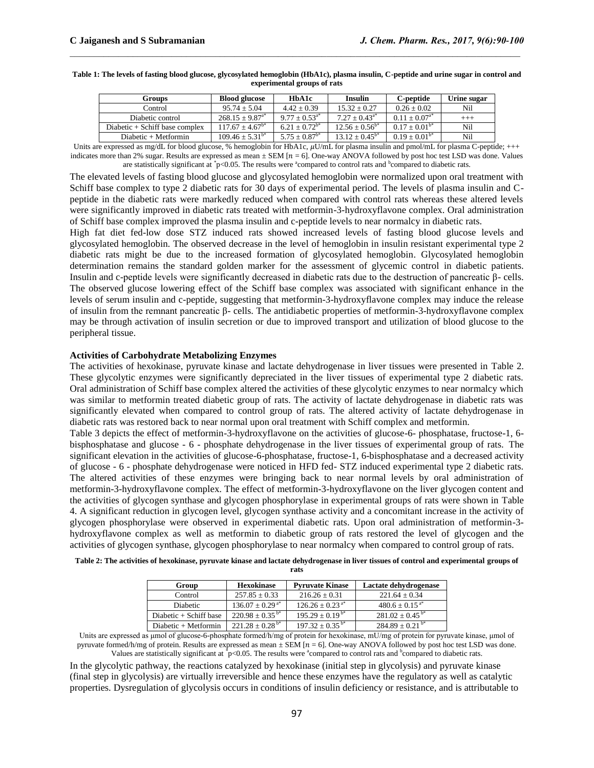**Table 1: The levels of fasting blood glucose, glycosylated hemoglobin (HbA1c), plasma insulin, C-peptide and urine sugar in control and experimental groups of rats**

| Groups | Blood glucose | HbA1c | Insulin | C-peptide | Urine sugar |
|---|---|---|---|---|---|
| Control | 95.74 ± 5.04 | 4.42 ± 0.39 | 15.32 ± 0.27 | 0.26 ± 0.02 | Nil |
| Diabetic control | 268.15 ± 9.87$^{a*}$ | 9.77 ± 0.53$^{a*}$ | 7.27 ± 0.43$^{a*}$ | 0.11 ± 0.07$^{a*}$ | +++ |
| Diabetic + Schiff base complex | 117.67 ± 4.67$^{b*}$ | 6.21 ± 0.72$^{b*}$ | 12.56 ± 0.56$^{b*}$ | 0.17 ± 0.01$^{b*}$ | Nil |
| Diabetic + Metformin | 109.46 ± 5.31$^{b*}$ | 5.75 ± 0.87$^{b*}$ | 13.12 ± 0.45$^{b*}$ | 0.19 ± 0.01$^{b*}$ | Nil |

Units are expressed as mg/dL for blood glucose, % hemoglobin for HbA1c, $\mu$U/mL for plasma insulin and pmol/mL for plasma C-peptide; +++ indicates more than 2% sugar. Results are expressed as mean ± SEM [$n$ = 6]. One-way ANOVA followed by post hoc test LSD was done. Values are statistically significant at $^{*}p<0.05$. The results were [a]compared to control rats and [b]compared to diabetic rats.

The elevated levels of fasting blood glucose and glycosylated hemoglobin were normalized upon oral treatment with Schiff base complex to type 2 diabetic rats for 30 days of experimental period. The levels of plasma insulin and C-peptide in the diabetic rats were markedly reduced when compared with control rats whereas these altered levels were significantly improved in diabetic rats treated with metformin-3-hydroxyflavone complex. Oral administration of Schiff base complex improved the plasma insulin and c-peptide levels to near normalcy in diabetic rats.

High fat diet fed-low dose STZ induced rats showed increased levels of fasting blood glucose levels and glycosylated hemoglobin. The observed decrease in the level of hemoglobin in insulin resistant experimental type 2 diabetic rats might be due to the increased formation of glycosylated hemoglobin. Glycosylated hemoglobin determination remains the standard golden marker for the assessment of glycemic control in diabetic patients. Insulin and c-peptide levels were significantly decreased in diabetic rats due to the destruction of pancreatic β- cells. The observed glucose lowering effect of the Schiff base complex was associated with significant enhance in the levels of serum insulin and c-peptide, suggesting that metformin-3-hydroxyflavone complex may induce the release of insulin from the remnant pancreatic β- cells. The antidiabetic properties of metformin-3-hydroxyflavone complex may be through activation of insulin secretion or due to improved transport and utilization of blood glucose to the peripheral tissue.

### Activities of Carbohydrate Metabolizing Enzymes

The activities of hexokinase, pyruvate kinase and lactate dehydrogenase in liver tissues were presented in Table 2. These glycolytic enzymes were significantly depreciated in the liver tissues of experimental type 2 diabetic rats. Oral administration of Schiff base complex altered the activities of these glycolytic enzymes to near normalcy which was similar to metformin treated diabetic group of rats. The activity of lactate dehydrogenase in diabetic rats was significantly elevated when compared to control group of rats. The altered activity of lactate dehydrogenase in diabetic rats was restored back to near normal upon oral treatment with Schiff complex and metformin.

Table 3 depicts the effect of metformin-3-hydroxyflavone on the activities of glucose-6- phosphatase, fructose-1, 6-bisphosphatase and glucose - 6 - phosphate dehydrogenase in the liver tissues of experimental group of rats. The significant elevation in the activities of glucose-6-phosphatase, fructose-1, 6-bisphosphatase and a decreased activity of glucose - 6 - phosphate dehydrogenase were noticed in HFD fed- STZ induced experimental type 2 diabetic rats. The altered activities of these enzymes were bringing back to near normal levels by oral administration of metformin-3-hydroxyflavone complex. The effect of metformin-3-hydroxyflavone on the liver glycogen content and the activities of glycogen synthase and glycogen phosphorylase in experimental groups of rats were shown in Table 4. A significant reduction in glycogen level, glycogen synthase activity and a concomitant increase in the activity of glycogen phosphorylase were observed in experimental diabetic rats. Upon oral administration of metformin-3-hydroxyflavone complex as well as metformin to diabetic group of rats restored the level of glycogen and the activities of glycogen synthase, glycogen phosphorylase to near normalcy when compared to control group of rats.

**Table 2: The activities of hexokinase, pyruvate kinase and lactate dehydrogenase in liver tissues of control and experimental groups of rats**

| Group | Hexokinase | Pyruvate Kinase | Lactate dehydrogenase |
|---|---|---|---|
| Control | 257.85 ± 0.33 | 216.26 ± 0.31 | 221.64 ± 0.34 |
| Diabetic | 136.07 ± 0.29$^{a*}$ | 126.26 ± 0.23$^{a*}$ | 480.6 ± 0.15$^{a*}$ |
| Diabetic + Schiff base | 220.98 ± 0.35$^{b*}$ | 195.29 ± 0.19$^{b*}$ | 281.02 ± 0.45$^{b*}$ |
| Diabetic + Metformin | 221.28 ± 0.28$^{b*}$ | 197.32 ± 0.35$^{b*}$ | 284.89 ± 0.21$^{b*}$ |

Units are expressed as μmol of glucose-6-phosphate formed/h/mg of protein for hexokinase, mU/mg of protein for pyruvate kinase, μmol of pyruvate formed/h/mg of protein. Results are expressed as mean ± SEM [$n$ = 6]. One-way ANOVA followed by post hoc test LSD was done. Values are statistically significant at $^{*}p<0.05$. The results were [a]compared to control rats and [b]compared to diabetic rats.

In the glycolytic pathway, the reactions catalyzed by hexokinase (initial step in glycolysis) and pyruvate kinase (final step in glycolysis) are virtually irreversible and hence these enzymes have the regulatory as well as catalytic properties. Dysregulation of glycolysis occurs in conditions of insulin deficiency or resistance, and is attributable to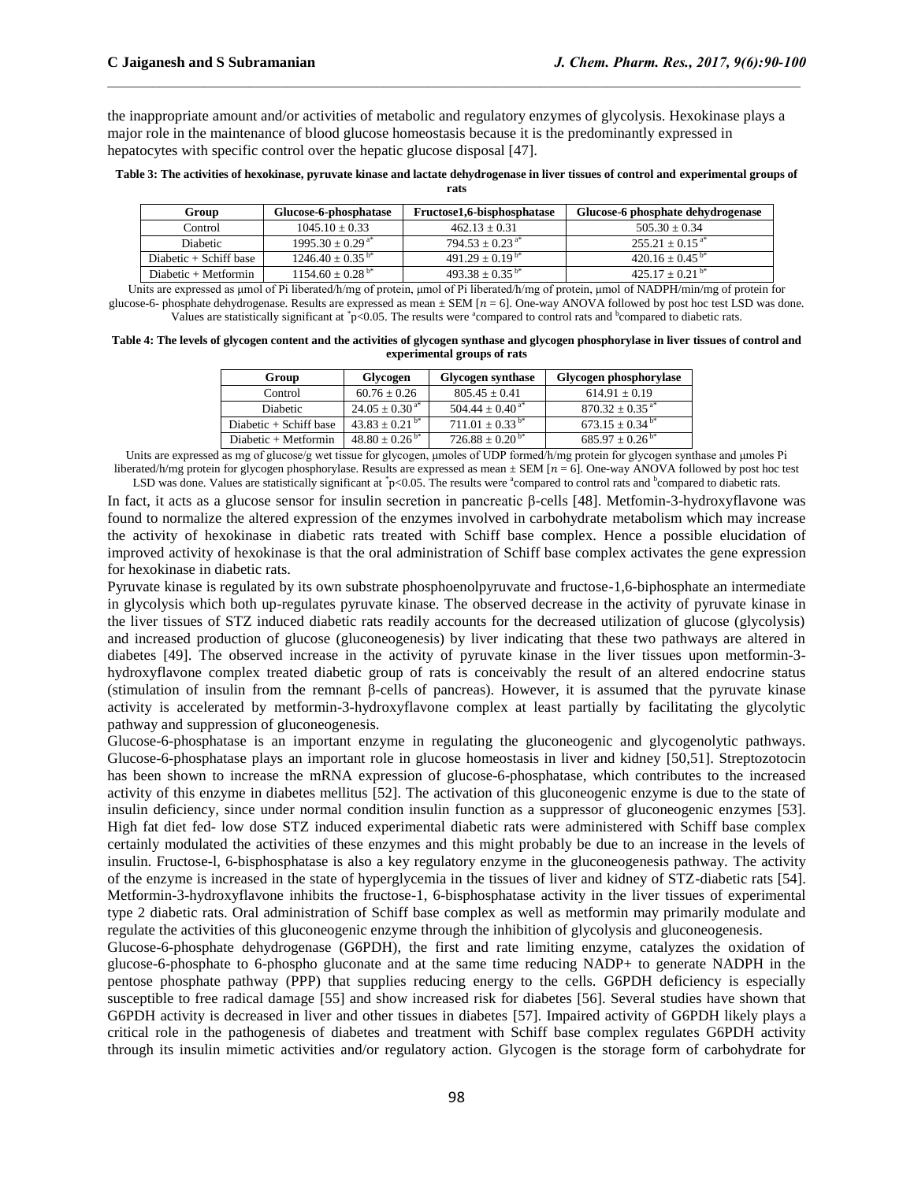the inappropriate amount and/or activities of metabolic and regulatory enzymes of glycolysis. Hexokinase plays a major role in the maintenance of blood glucose homeostasis because it is the predominantly expressed in hepatocytes with specific control over the hepatic glucose disposal [47].

**Table 3: The activities of hexokinase, pyruvate kinase and lactate dehydrogenase in liver tissues of control and experimental groups of rats**

| Group | Glucose-6-phosphatase | Fructose1,6-bisphosphatase | Glucose-6 phosphate dehydrogenase |
|---|---|---|---|
| Control | 1045.10 ± 0.33 | 462.13 ± 0.31 | 505.30 ± 0.34 |
| Diabetic | 1995.30 ± 0.29 [a*] | 794.53 ± 0.23 [a*] | 255.21 ± 0.15 [a*] |
| Diabetic + Schiff base | 1246.40 ± 0.35 [b*] | 491.29 ± 0.19 [b*] | 420.16 ± 0.45 [b*] |
| Diabetic + Metformin | 1154.60 ± 0.28 [b*] | 493.38 ± 0.35 [b*] | 425.17 ± 0.21 [b*] |

Units are expressed as μmol of Pi liberated/h/mg of protein, μmol of Pi liberated/h/mg of protein, μmol of NADPH/min/mg of protein for glucose-6- phosphate dehydrogenase. Results are expressed as mean ± SEM [$n$ = 6]. One-way ANOVA followed by post hoc test LSD was done. Values are statistically significant at *$p<0.05$. The results were [a]compared to control rats and [b]compared to diabetic rats.

**Table 4: The levels of glycogen content and the activities of glycogen synthase and glycogen phosphorylase in liver tissues of control and experimental groups of rats**

| Group | Glycogen | Glycogen synthase | Glycogen phosphorylase |
|---|---|---|---|
| Control | 60.76 ± 0.26 | 805.45 ± 0.41 | 614.91 ± 0.19 |
| Diabetic | 24.05 ± 0.30 [a*] | 504.44 ± 0.40 [a*] | 870.32 ± 0.35 [a*] |
| Diabetic + Schiff base | 43.83 ± 0.21 [b*] | 711.01 ± 0.33 [b*] | 673.15 ± 0.34 [b*] |
| Diabetic + Metformin | 48.80 ± 0.26 [b*] | 726.88 ± 0.20 [b*] | 685.97 ± 0.26 [b*] |

Units are expressed as mg of glucose/g wet tissue for glycogen, μmoles of UDP formed/h/mg protein for glycogen synthase and μmoles Pi liberated/h/mg protein for glycogen phosphorylase. Results are expressed as mean ± SEM [$n$ = 6]. One-way ANOVA followed by post hoc test LSD was done. Values are statistically significant at *$p<0.05$. The results were [a]compared to control rats and [b]compared to diabetic rats.

In fact, it acts as a glucose sensor for insulin secretion in pancreatic β-cells [48]. Metfomin-3-hydroxyflavone was found to normalize the altered expression of the enzymes involved in carbohydrate metabolism which may increase the activity of hexokinase in diabetic rats treated with Schiff base complex. Hence a possible elucidation of improved activity of hexokinase is that the oral administration of Schiff base complex activates the gene expression for hexokinase in diabetic rats.

Pyruvate kinase is regulated by its own substrate phosphoenolpyruvate and fructose-1,6-biphosphate an intermediate in glycolysis which both up-regulates pyruvate kinase. The observed decrease in the activity of pyruvate kinase in the liver tissues of STZ induced diabetic rats readily accounts for the decreased utilization of glucose (glycolysis) and increased production of glucose (gluconeogenesis) by liver indicating that these two pathways are altered in diabetes [49]. The observed increase in the activity of pyruvate kinase in the liver tissues upon metformin-3-hydroxyflavone complex treated diabetic group of rats is conceivably the result of an altered endocrine status (stimulation of insulin from the remnant β-cells of pancreas). However, it is assumed that the pyruvate kinase activity is accelerated by metformin-3-hydroxyflavone complex at least partially by facilitating the glycolytic pathway and suppression of gluconeogenesis.

Glucose-6-phosphatase is an important enzyme in regulating the gluconeogenic and glycogenolytic pathways. Glucose-6-phosphatase plays an important role in glucose homeostasis in liver and kidney [50,51]. Streptozotocin has been shown to increase the mRNA expression of glucose-6-phosphatase, which contributes to the increased activity of this enzyme in diabetes mellitus [52]. The activation of this gluconeogenic enzyme is due to the state of insulin deficiency, since under normal condition insulin function as a suppressor of gluconeogenic enzymes [53]. High fat diet fed- low dose STZ induced experimental diabetic rats were administered with Schiff base complex certainly modulated the activities of these enzymes and this might probably be due to an increase in the levels of insulin. Fructose-l, 6-bisphosphatase is also a key regulatory enzyme in the gluconeogenesis pathway. The activity of the enzyme is increased in the state of hyperglycemia in the tissues of liver and kidney of STZ-diabetic rats [54]. Metformin-3-hydroxyflavone inhibits the fructose-1, 6-bisphosphatase activity in the liver tissues of experimental type 2 diabetic rats. Oral administration of Schiff base complex as well as metformin may primarily modulate and regulate the activities of this gluconeogenic enzyme through the inhibition of glycolysis and gluconeogenesis.

Glucose-6-phosphate dehydrogenase (G6PDH), the first and rate limiting enzyme, catalyzes the oxidation of glucose-6-phosphate to 6-phospho gluconate and at the same time reducing NADP+ to generate NADPH in the pentose phosphate pathway (PPP) that supplies reducing energy to the cells. G6PDH deficiency is especially susceptible to free radical damage [55] and show increased risk for diabetes [56]. Several studies have shown that G6PDH activity is decreased in liver and other tissues in diabetes [57]. Impaired activity of G6PDH likely plays a critical role in the pathogenesis of diabetes and treatment with Schiff base complex regulates G6PDH activity through its insulin mimetic activities and/or regulatory action. Glycogen is the storage form of carbohydrate for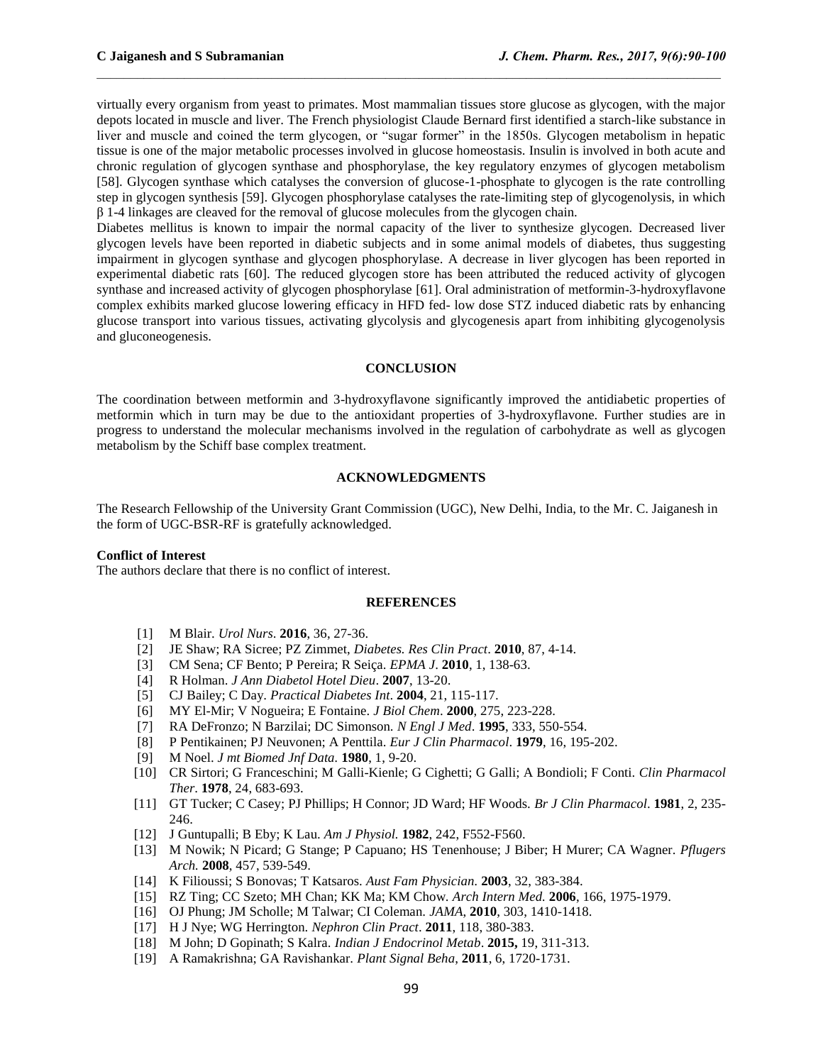virtually every organism from yeast to primates. Most mammalian tissues store glucose as glycogen, with the major depots located in muscle and liver. The French physiologist Claude Bernard first identified a starch-like substance in liver and muscle and coined the term glycogen, or "sugar former" in the 1850s. Glycogen metabolism in hepatic tissue is one of the major metabolic processes involved in glucose homeostasis. Insulin is involved in both acute and chronic regulation of glycogen synthase and phosphorylase, the key regulatory enzymes of glycogen metabolism [58]. Glycogen synthase which catalyses the conversion of glucose-1-phosphate to glycogen is the rate controlling step in glycogen synthesis [59]. Glycogen phosphorylase catalyses the rate-limiting step of glycogenolysis, in which β 1-4 linkages are cleaved for the removal of glucose molecules from the glycogen chain.

Diabetes mellitus is known to impair the normal capacity of the liver to synthesize glycogen. Decreased liver glycogen levels have been reported in diabetic subjects and in some animal models of diabetes, thus suggesting impairment in glycogen synthase and glycogen phosphorylase. A decrease in liver glycogen has been reported in experimental diabetic rats [60]. The reduced glycogen store has been attributed the reduced activity of glycogen synthase and increased activity of glycogen phosphorylase [61]. Oral administration of metformin-3-hydroxyflavone complex exhibits marked glucose lowering efficacy in HFD fed- low dose STZ induced diabetic rats by enhancing glucose transport into various tissues, activating glycolysis and glycogenesis apart from inhibiting glycogenolysis and gluconeogenesis.

## CONCLUSION

The coordination between metformin and 3-hydroxyflavone significantly improved the antidiabetic properties of metformin which in turn may be due to the antioxidant properties of 3-hydroxyflavone. Further studies are in progress to understand the molecular mechanisms involved in the regulation of carbohydrate as well as glycogen metabolism by the Schiff base complex treatment.

## ACKNOWLEDGMENTS

The Research Fellowship of the University Grant Commission (UGC), New Delhi, India, to the Mr. C. Jaiganesh in the form of UGC-BSR-RF is gratefully acknowledged.

**Conflict of Interest**

The authors declare that there is no conflict of interest.

## REFERENCES

[1] M Blair. *Urol Nurs*. **2016**, 36, 27-36.
[2] JE Shaw; RA Sicree; PZ Zimmet, *Diabetes. Res Clin Pract*. **2010**, 87, 4-14.
[3] CM Sena; CF Bento; P Pereira; R Seiça. *EPMA J*. **2010**, 1, 138-63.
[4] R Holman. *J Ann Diabetol Hotel Dieu*. **2007**, 13-20.
[5] CJ Bailey; C Day. *Practical Diabetes Int*. **2004**, 21, 115-117.
[6] MY El-Mir; V Nogueira; E Fontaine. *J Biol Chem*. **2000**, 275, 223-228.
[7] RA DeFronzo; N Barzilai; DC Simonson. *N Engl J Med*. **1995**, 333, 550-554.
[8] P Pentikainen; PJ Neuvonen; A Penttila. *Eur J Clin Pharmacol*. **1979**, 16, 195-202.
[9] M Noel. *J mt Biomed Jnf Data*. **1980**, 1, 9-20.
[10] CR Sirtori; G Franceschini; M Galli-Kienle; G Cighetti; G Galli; A Bondioli; F Conti. *Clin Pharmacol Ther*. **1978**, 24, 683-693.
[11] GT Tucker; C Casey; PJ Phillips; H Connor; JD Ward; HF Woods. *Br J Clin Pharmacol*. **1981**, 2, 235-246.
[12] J Guntupalli; B Eby; K Lau. *Am J Physiol.* **1982**, 242, F552-F560.
[13] M Nowik; N Picard; G Stange; P Capuano; HS Tenenhouse; J Biber; H Murer; CA Wagner. *Pflugers Arch.* **2008**, 457, 539-549.
[14] K Filioussi; S Bonovas; T Katsaros. *Aust Fam Physician*. **2003**, 32, 383-384.
[15] RZ Ting; CC Szeto; MH Chan; KK Ma; KM Chow. *Arch Intern Med.* **2006**, 166, 1975-1979.
[16] OJ Phung; JM Scholle; M Talwar; CI Coleman. *JAMA*, **2010**, 303, 1410-1418.
[17] H J Nye; WG Herrington. *Nephron Clin Pract*. **2011**, 118, 380-383.
[18] M John; D Gopinath; S Kalra. *Indian J Endocrinol Metab*. **2015,** 19, 311-313.
[19] A Ramakrishna; GA Ravishankar. *Plant Signal Beha*, **2011**, 6, 1720-1731.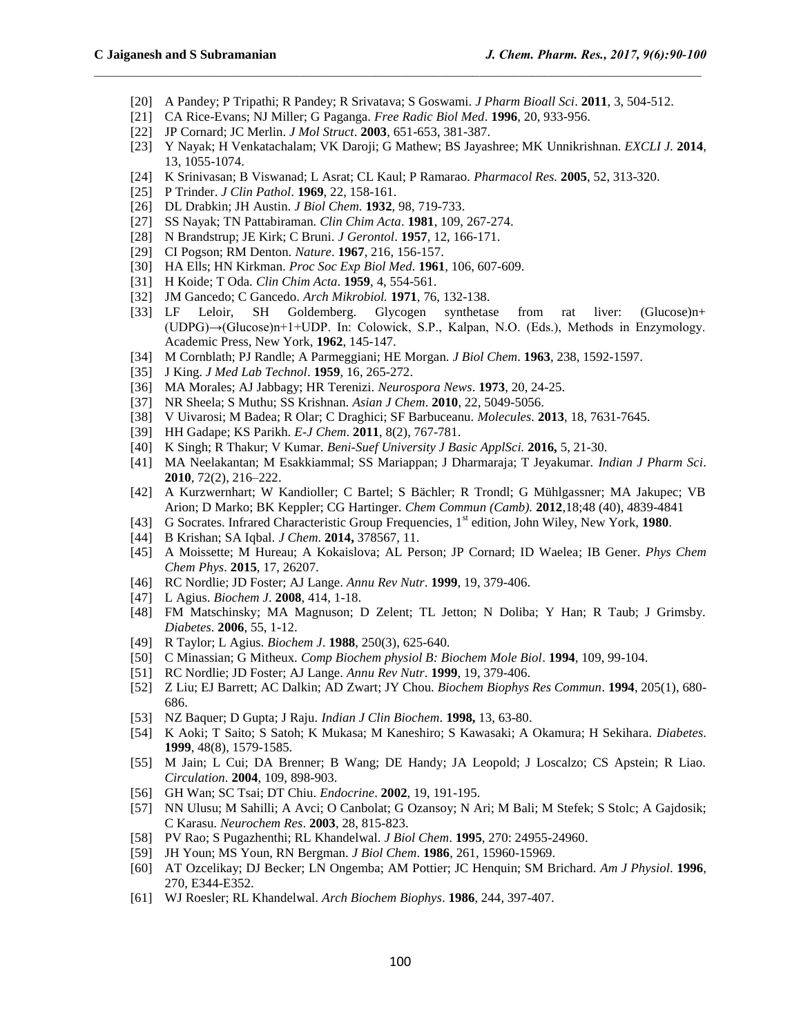[20] A Pandey; P Tripathi; R Pandey; R Srivatava; S Goswami. *J Pharm Bioall Sci*. **2011**, 3, 504-512.

[21] CA Rice-Evans; NJ Miller; G Paganga. *Free Radic Biol Med*. **1996**, 20, 933-956.

[22] JP Cornard; JC Merlin. *J Mol Struct*. **2003**, 651-653, 381-387.

[23] Y Nayak; H Venkatachalam; VK Daroji; G Mathew; BS Jayashree; MK Unnikrishnan. *EXCLI J.* **2014**, 13, 1055-1074.

[24] K Srinivasan; B Viswanad; L Asrat; CL Kaul; P Ramarao. *Pharmacol Res.* **2005**, 52, 313-320.

[25] P Trinder. *J Clin Pathol*. **1969**, 22, 158-161.

[26] DL Drabkin; JH Austin. *J Biol Chem.* **1932**, 98, 719-733.

[27] SS Nayak; TN Pattabiraman. *Clin Chim Acta*. **1981**, 109, 267-274.

[28] N Brandstrup; JE Kirk; C Bruni. *J Gerontol*. **1957**, 12, 166-171.

[29] CI Pogson; RM Denton. *Nature*. **1967**, 216, 156-157.

[30] HA Ells; HN Kirkman. *Proc Soc Exp Biol Med*. **1961**, 106, 607-609.

[31] H Koide; T Oda. *Clin Chim Acta*. **1959**, 4, 554-561.

[32] JM Gancedo; C Gancedo. *Arch Mikrobiol.* **1971**, 76, 132-138.

[33] LF Leloir, SH Goldemberg. Glycogen synthetase from rat liver: (Glucose)n+ (UDPG)→(Glucose)n+1+UDP. In: Colowick, S.P., Kalpan, N.O. (Eds.), Methods in Enzymology. Academic Press, New York, **1962**, 145-147.

[34] M Cornblath; PJ Randle; A Parmeggiani; HE Morgan. *J Biol Chem*. **1963**, 238, 1592-1597.

[35] J King. *J Med Lab Technol*. **1959**, 16, 265-272.

[36] MA Morales; AJ Jabbagy; HR Terenizi. *Neurospora News*. **1973**, 20, 24-25.

[37] NR Sheela; S Muthu; SS Krishnan. *Asian J Chem*. **2010**, 22, 5049-5056.

[38] V Uivarosi; M Badea; R Olar; C Draghici; SF Barbuceanu. *Molecules*. **2013**, 18, 7631-7645.

[39] HH Gadape; KS Parikh. *E-J Chem*. **2011**, 8(2), 767-781.

[40] K Singh; R Thakur; V Kumar. *Beni-Suef University J Basic ApplSci.* **2016,** 5, 21-30.

[41] MA Neelakantan; M Esakkiammal; SS Mariappan; J Dharmaraja; T Jeyakumar. *Indian J Pharm Sci*. **2010**, 72(2), 216–222.

[42] A Kurzwernhart; W Kandioller; C Bartel; S Bächler; R Trondl; G Mühlgassner; MA Jakupec; VB Arion; D Marko; BK Keppler; CG Hartinger. *Chem Commun (Camb).* **2012**,18;48 (40), 4839-4841

[43] G Socrates. Infrared Characteristic Group Frequencies, 1st edition, John Wiley, New York, **1980**.

[44] B Krishan; SA Iqbal. *J Chem.* **2014,** 378567, 11.

[45] A Moissette; M Hureau; A Kokaislova; AL Person; JP Cornard; ID Waelea; IB Gener. *Phys Chem Chem Phys*. **2015**, 17, 26207.

[46] RC Nordlie; JD Foster; AJ Lange. *Annu Rev Nutr*. **1999**, 19, 379-406.

[47] L Agius. *Biochem J*. **2008**, 414, 1-18.

[48] FM Matschinsky; MA Magnuson; D Zelent; TL Jetton; N Doliba; Y Han; R Taub; J Grimsby. *Diabetes*. **2006**, 55, 1-12.

[49] R Taylor; L Agius. *Biochem J*. **1988**, 250(3), 625-640.

[50] C Minassian; G Mitheux. *Comp Biochem physiol B: Biochem Mole Biol*. **1994**, 109, 99-104.

[51] RC Nordlie; JD Foster; AJ Lange. *Annu Rev Nutr*. **1999**, 19, 379-406.

[52] Z Liu; EJ Barrett; AC Dalkin; AD Zwart; JY Chou. *Biochem Biophys Res Commun*. **1994**, 205(1), 680-686.

[53] NZ Baquer; D Gupta; J Raju. *Indian J Clin Biochem*. **1998,** 13, 63-80.

[54] K Aoki; T Saito; S Satoh; K Mukasa; M Kaneshiro; S Kawasaki; A Okamura; H Sekihara. *Diabetes*. **1999**, 48(8), 1579-1585.

[55] M Jain; L Cui; DA Brenner; B Wang; DE Handy; JA Leopold; J Loscalzo; CS Apstein; R Liao. *Circulation*. **2004**, 109, 898-903.

[56] GH Wan; SC Tsai; DT Chiu. *Endocrine*. **2002**, 19, 191-195.

[57] NN Ulusu; M Sahilli; A Avci; O Canbolat; G Ozansoy; N Ari; M Bali; M Stefek; S Stolc; A Gajdosik; C Karasu. *Neurochem Res*. **2003**, 28, 815-823.

[58] PV Rao; S Pugazhenthi; RL Khandelwal. *J Biol Chem*. **1995**, 270: 24955-24960.

[59] JH Youn; MS Youn, RN Bergman. *J Biol Chem*. **1986**, 261, 15960-15969.

[60] AT Ozcelikay; DJ Becker; LN Ongemba; AM Pottier; JC Henquin; SM Brichard. *Am J Physiol*. **1996**, 270, E344-E352.

[61] WJ Roesler; RL Khandelwal. *Arch Biochem Biophys*. **1986**, 244, 397-407.